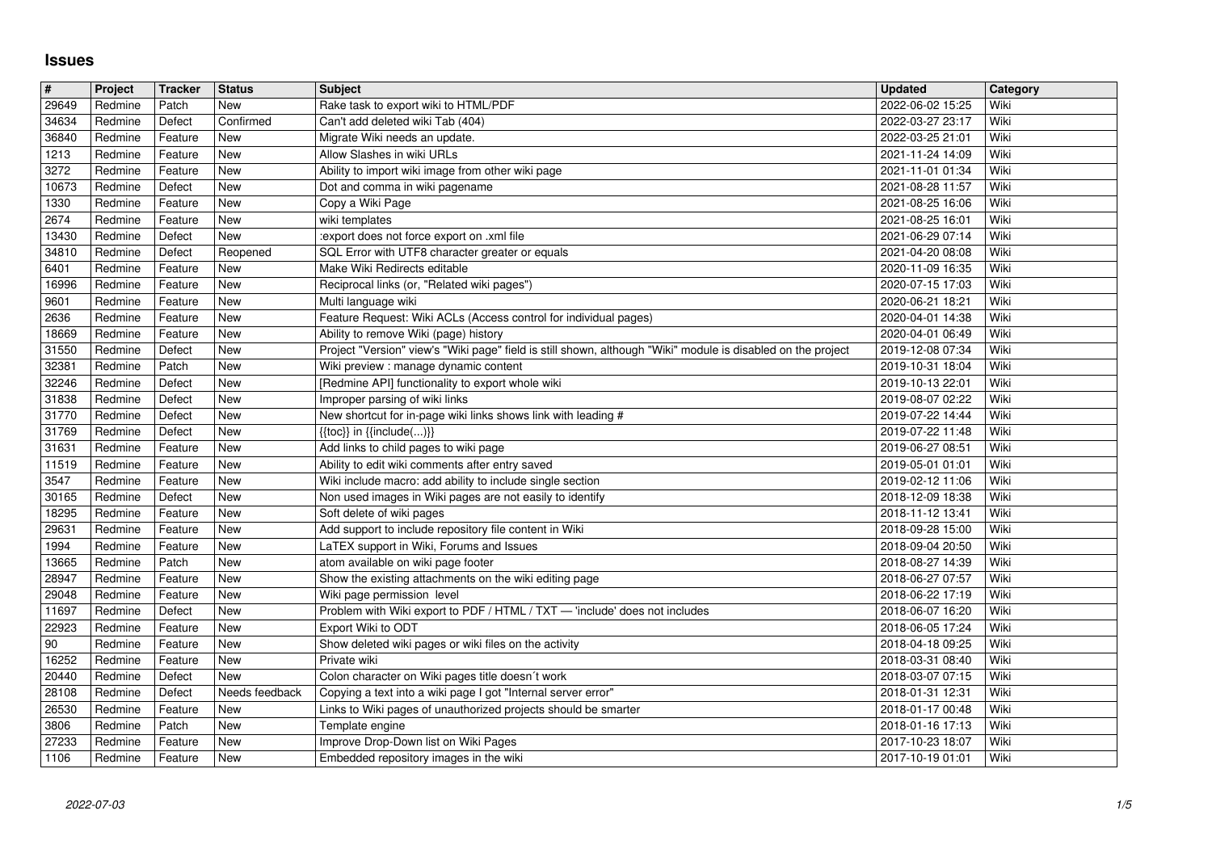# Issues

| # | Project | Tracker | Status | Subject | Updated | Category |
|---|---|---|---|---|---|---|
| 29649 | Redmine | Patch | New | Rake task to export wiki to HTML/PDF | 2022-06-02 15:25 | Wiki |
| 34634 | Redmine | Defect | Confirmed | Can't add deleted wiki Tab (404) | 2022-03-27 23:17 | Wiki |
| 36840 | Redmine | Feature | New | Migrate Wiki needs an update. | 2022-03-25 21:01 | Wiki |
| 1213 | Redmine | Feature | New | Allow Slashes in wiki URLs | 2021-11-24 14:09 | Wiki |
| 3272 | Redmine | Feature | New | Ability to import wiki image from other wiki page | 2021-11-01 01:34 | Wiki |
| 10673 | Redmine | Defect | New | Dot and comma in wiki pagename | 2021-08-28 11:57 | Wiki |
| 1330 | Redmine | Feature | New | Copy a Wiki Page | 2021-08-25 16:06 | Wiki |
| 2674 | Redmine | Feature | New | wiki templates | 2021-08-25 16:01 | Wiki |
| 13430 | Redmine | Defect | New | :export does not force export on .xml file | 2021-06-29 07:14 | Wiki |
| 34810 | Redmine | Defect | Reopened | SQL Error with UTF8 character greater or equals | 2021-04-20 08:08 | Wiki |
| 6401 | Redmine | Feature | New | Make Wiki Redirects editable | 2020-11-09 16:35 | Wiki |
| 16996 | Redmine | Feature | New | Reciprocal links (or, "Related wiki pages") | 2020-07-15 17:03 | Wiki |
| 9601 | Redmine | Feature | New | Multi language wiki | 2020-06-21 18:21 | Wiki |
| 2636 | Redmine | Feature | New | Feature Request: Wiki ACLs (Access control for individual pages) | 2020-04-01 14:38 | Wiki |
| 18669 | Redmine | Feature | New | Ability to remove Wiki (page) history | 2020-04-01 06:49 | Wiki |
| 31550 | Redmine | Defect | New | Project "Version" view's "Wiki page" field is still shown, although "Wiki" module is disabled on the project | 2019-12-08 07:34 | Wiki |
| 32381 | Redmine | Patch | New | Wiki preview : manage dynamic content | 2019-10-31 18:04 | Wiki |
| 32246 | Redmine | Defect | New | [Redmine API] functionality to export whole wiki | 2019-10-13 22:01 | Wiki |
| 31838 | Redmine | Defect | New | Improper parsing of wiki links | 2019-08-07 02:22 | Wiki |
| 31770 | Redmine | Defect | New | New shortcut for in-page wiki links shows link with leading # | 2019-07-22 14:44 | Wiki |
| 31769 | Redmine | Defect | New | {{toc}} in {{include(...)}} | 2019-07-22 11:48 | Wiki |
| 31631 | Redmine | Feature | New | Add links to child pages to wiki page | 2019-06-27 08:51 | Wiki |
| 11519 | Redmine | Feature | New | Ability to edit wiki comments after entry saved | 2019-05-01 01:01 | Wiki |
| 3547 | Redmine | Feature | New | Wiki include macro: add ability to include single section | 2019-02-12 11:06 | Wiki |
| 30165 | Redmine | Defect | New | Non used images in Wiki pages are not easily to identify | 2018-12-09 18:38 | Wiki |
| 18295 | Redmine | Feature | New | Soft delete of wiki pages | 2018-11-12 13:41 | Wiki |
| 29631 | Redmine | Feature | New | Add support to include repository file content in Wiki | 2018-09-28 15:00 | Wiki |
| 1994 | Redmine | Feature | New | LaTEX support in Wiki, Forums and Issues | 2018-09-04 20:50 | Wiki |
| 13665 | Redmine | Patch | New | atom available on wiki page footer | 2018-08-27 14:39 | Wiki |
| 28947 | Redmine | Feature | New | Show the existing attachments on the wiki editing page | 2018-06-27 07:57 | Wiki |
| 29048 | Redmine | Feature | New | Wiki page permission level | 2018-06-22 17:19 | Wiki |
| 11697 | Redmine | Defect | New | Problem with Wiki export to PDF / HTML / TXT — 'include' does not includes | 2018-06-07 16:20 | Wiki |
| 22923 | Redmine | Feature | New | Export Wiki to ODT | 2018-06-05 17:24 | Wiki |
| 90 | Redmine | Feature | New | Show deleted wiki pages or wiki files on the activity | 2018-04-18 09:25 | Wiki |
| 16252 | Redmine | Feature | New | Private wiki | 2018-03-31 08:40 | Wiki |
| 20440 | Redmine | Defect | New | Colon character on Wiki pages title doesn´t work | 2018-03-07 07:15 | Wiki |
| 28108 | Redmine | Defect | Needs feedback | Copying a text into a wiki page I got "Internal server error" | 2018-01-31 12:31 | Wiki |
| 26530 | Redmine | Feature | New | Links to Wiki pages of unauthorized projects should be smarter | 2018-01-17 00:48 | Wiki |
| 3806 | Redmine | Patch | New | Template engine | 2018-01-16 17:13 | Wiki |
| 27233 | Redmine | Feature | New | Improve Drop-Down list on Wiki Pages | 2017-10-23 18:07 | Wiki |
| 1106 | Redmine | Feature | New | Embedded repository images in the wiki | 2017-10-19 01:01 | Wiki |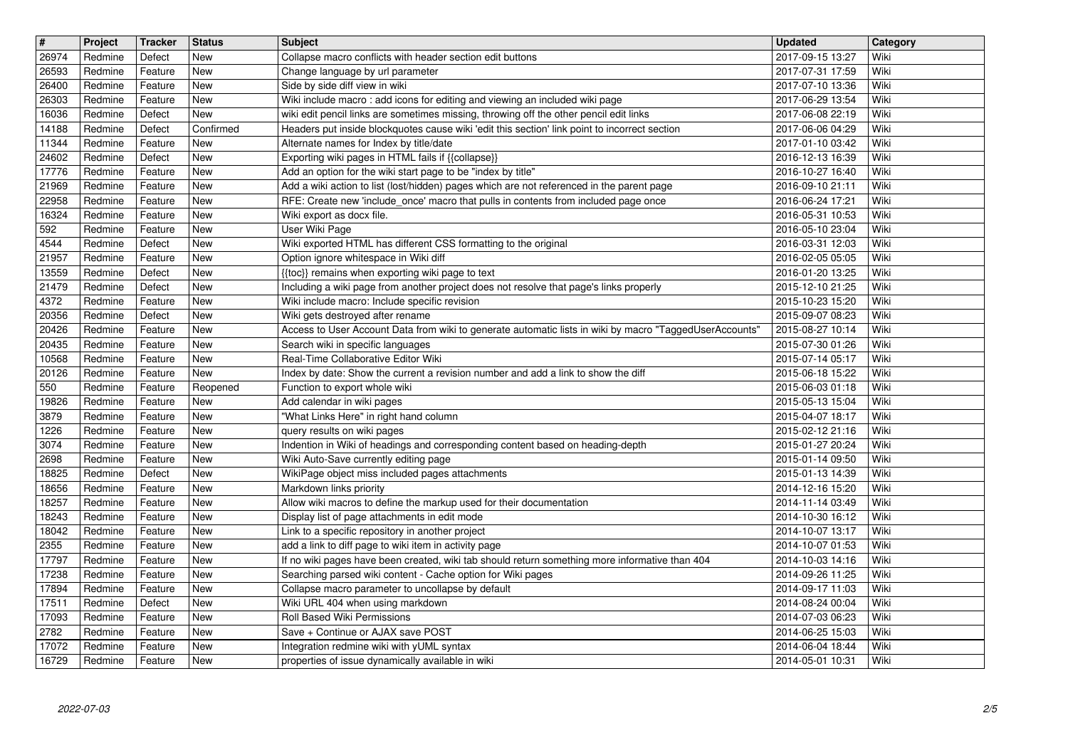| # | Project | Tracker | Status | Subject | Updated | Category |
|---|---|---|---|---|---|---|
| 26974 | Redmine | Defect | New | Collapse macro conflicts with header section edit buttons | 2017-09-15 13:27 | Wiki |
| 26593 | Redmine | Feature | New | Change language by url parameter | 2017-07-31 17:59 | Wiki |
| 26400 | Redmine | Feature | New | Side by side diff view in wiki | 2017-07-10 13:36 | Wiki |
| 26303 | Redmine | Feature | New | Wiki include macro : add icons for editing and viewing an included wiki page | 2017-06-29 13:54 | Wiki |
| 16036 | Redmine | Defect | New | wiki edit pencil links are sometimes missing, throwing off the other pencil edit links | 2017-06-08 22:19 | Wiki |
| 14188 | Redmine | Defect | Confirmed | Headers put inside blockquotes cause wiki 'edit this section' link point to incorrect section | 2017-06-06 04:29 | Wiki |
| 11344 | Redmine | Feature | New | Alternate names for Index by title/date | 2017-01-10 03:42 | Wiki |
| 24602 | Redmine | Defect | New | Exporting wiki pages in HTML fails if {{collapse}} | 2016-12-13 16:39 | Wiki |
| 17776 | Redmine | Feature | New | Add an option for the wiki start page to be "index by title" | 2016-10-27 16:40 | Wiki |
| 21969 | Redmine | Feature | New | Add a wiki action to list (lost/hidden) pages which are not referenced in the parent page | 2016-09-10 21:11 | Wiki |
| 22958 | Redmine | Feature | New | RFE: Create new 'include_once' macro that pulls in contents from included page once | 2016-06-24 17:21 | Wiki |
| 16324 | Redmine | Feature | New | Wiki export as docx file. | 2016-05-31 10:53 | Wiki |
| 592 | Redmine | Feature | New | User Wiki Page | 2016-05-10 23:04 | Wiki |
| 4544 | Redmine | Defect | New | Wiki exported HTML has different CSS formatting to the original | 2016-03-31 12:03 | Wiki |
| 21957 | Redmine | Feature | New | Option ignore whitespace in Wiki diff | 2016-02-05 05:05 | Wiki |
| 13559 | Redmine | Defect | New | {{toc}} remains when exporting wiki page to text | 2016-01-20 13:25 | Wiki |
| 21479 | Redmine | Defect | New | Including a wiki page from another project does not resolve that page's links properly | 2015-12-10 21:25 | Wiki |
| 4372 | Redmine | Feature | New | Wiki include macro: Include specific revision | 2015-10-23 15:20 | Wiki |
| 20356 | Redmine | Defect | New | Wiki gets destroyed after rename | 2015-09-07 08:23 | Wiki |
| 20426 | Redmine | Feature | New | Access to User Account Data from wiki to generate automatic lists in wiki by macro "TaggedUserAccounts" | 2015-08-27 10:14 | Wiki |
| 20435 | Redmine | Feature | New | Search wiki in specific languages | 2015-07-30 01:26 | Wiki |
| 10568 | Redmine | Feature | New | Real-Time Collaborative Editor Wiki | 2015-07-14 05:17 | Wiki |
| 20126 | Redmine | Feature | New | Index by date: Show the current a revision number and add a link to show the diff | 2015-06-18 15:22 | Wiki |
| 550 | Redmine | Feature | Reopened | Function to export whole wiki | 2015-06-03 01:18 | Wiki |
| 19826 | Redmine | Feature | New | Add calendar in wiki pages | 2015-05-13 15:04 | Wiki |
| 3879 | Redmine | Feature | New | "What Links Here" in right hand column | 2015-04-07 18:17 | Wiki |
| 1226 | Redmine | Feature | New | query results on wiki pages | 2015-02-12 21:16 | Wiki |
| 3074 | Redmine | Feature | New | Indention in Wiki of headings and corresponding content based on heading-depth | 2015-01-27 20:24 | Wiki |
| 2698 | Redmine | Feature | New | Wiki Auto-Save currently editing page | 2015-01-14 09:50 | Wiki |
| 18825 | Redmine | Defect | New | WikiPage object miss included pages attachments | 2015-01-13 14:39 | Wiki |
| 18656 | Redmine | Feature | New | Markdown links priority | 2014-12-16 15:20 | Wiki |
| 18257 | Redmine | Feature | New | Allow wiki macros to define the markup used for their documentation | 2014-11-14 03:49 | Wiki |
| 18243 | Redmine | Feature | New | Display list of page attachments in edit mode | 2014-10-30 16:12 | Wiki |
| 18042 | Redmine | Feature | New | Link to a specific repository in another project | 2014-10-07 13:17 | Wiki |
| 2355 | Redmine | Feature | New | add a link to diff page to wiki item in activity page | 2014-10-07 01:53 | Wiki |
| 17797 | Redmine | Feature | New | If no wiki pages have been created, wiki tab should return something more informative than 404 | 2014-10-03 14:16 | Wiki |
| 17238 | Redmine | Feature | New | Searching parsed wiki content - Cache option for Wiki pages | 2014-09-26 11:25 | Wiki |
| 17894 | Redmine | Feature | New | Collapse macro parameter to uncollapse by default | 2014-09-17 11:03 | Wiki |
| 17511 | Redmine | Defect | New | Wiki URL 404 when using markdown | 2014-08-24 00:04 | Wiki |
| 17093 | Redmine | Feature | New | Roll Based Wiki Permissions | 2014-07-03 06:23 | Wiki |
| 2782 | Redmine | Feature | New | Save + Continue or AJAX save POST | 2014-06-25 15:03 | Wiki |
| 17072 | Redmine | Feature | New | Integration redmine wiki with yUML syntax | 2014-06-04 18:44 | Wiki |
| 16729 | Redmine | Feature | New | properties of issue dynamically available in wiki | 2014-05-01 10:31 | Wiki |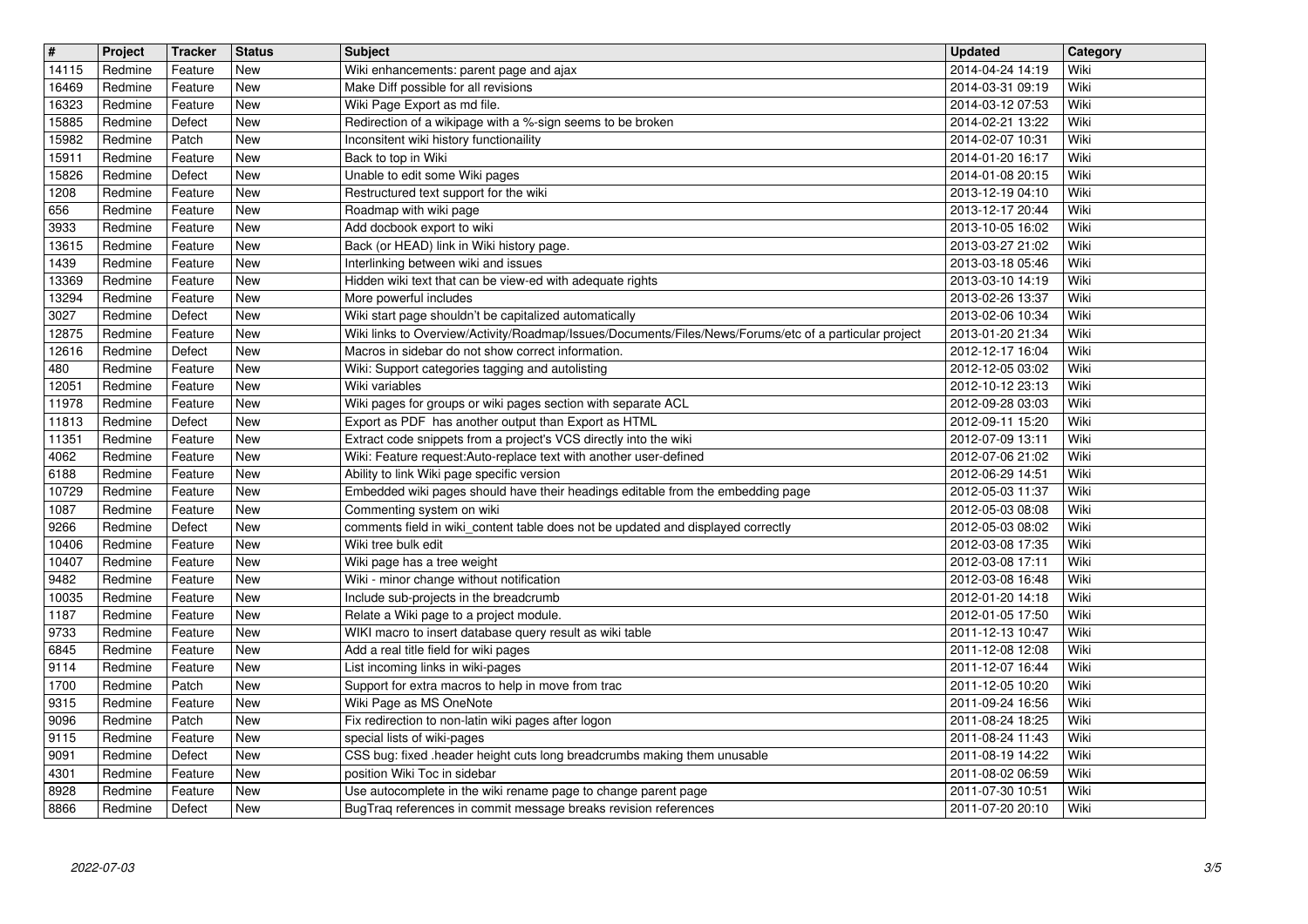| # | Project | Tracker | Status | Subject | Updated | Category |
|---|---|---|---|---|---|---|
| 14115 | Redmine | Feature | New | Wiki enhancements: parent page and ajax | 2014-04-24 14:19 | Wiki |
| 16469 | Redmine | Feature | New | Make Diff possible for all revisions | 2014-03-31 09:19 | Wiki |
| 16323 | Redmine | Feature | New | Wiki Page Export as md file. | 2014-03-12 07:53 | Wiki |
| 15885 | Redmine | Defect | New | Redirection of a wikipage with a %-sign seems to be broken | 2014-02-21 13:22 | Wiki |
| 15982 | Redmine | Patch | New | Inconsitent wiki history functionaility | 2014-02-07 10:31 | Wiki |
| 15911 | Redmine | Feature | New | Back to top in Wiki | 2014-01-20 16:17 | Wiki |
| 15826 | Redmine | Defect | New | Unable to edit some Wiki pages | 2014-01-08 20:15 | Wiki |
| 1208 | Redmine | Feature | New | Restructured text support for the wiki | 2013-12-19 04:10 | Wiki |
| 656 | Redmine | Feature | New | Roadmap with wiki page | 2013-12-17 20:44 | Wiki |
| 3933 | Redmine | Feature | New | Add docbook export to wiki | 2013-10-05 16:02 | Wiki |
| 13615 | Redmine | Feature | New | Back (or HEAD) link in Wiki history page. | 2013-03-27 21:02 | Wiki |
| 1439 | Redmine | Feature | New | Interlinking between wiki and issues | 2013-03-18 05:46 | Wiki |
| 13369 | Redmine | Feature | New | Hidden wiki text that can be view-ed with adequate rights | 2013-03-10 14:19 | Wiki |
| 13294 | Redmine | Feature | New | More powerful includes | 2013-02-26 13:37 | Wiki |
| 3027 | Redmine | Defect | New | Wiki start page shouldn't be capitalized automatically | 2013-02-06 10:34 | Wiki |
| 12875 | Redmine | Feature | New | Wiki links to Overview/Activity/Roadmap/Issues/Documents/Files/News/Forums/etc of a particular project | 2013-01-20 21:34 | Wiki |
| 12616 | Redmine | Defect | New | Macros in sidebar do not show correct information. | 2012-12-17 16:04 | Wiki |
| 480 | Redmine | Feature | New | Wiki: Support categories tagging and autolisting | 2012-12-05 03:02 | Wiki |
| 12051 | Redmine | Feature | New | Wiki variables | 2012-10-12 23:13 | Wiki |
| 11978 | Redmine | Feature | New | Wiki pages for groups or wiki pages section with separate ACL | 2012-09-28 03:03 | Wiki |
| 11813 | Redmine | Defect | New | Export as PDF has another output than Export as HTML | 2012-09-11 15:20 | Wiki |
| 11351 | Redmine | Feature | New | Extract code snippets from a project's VCS directly into the wiki | 2012-07-09 13:11 | Wiki |
| 4062 | Redmine | Feature | New | Wiki: Feature request:Auto-replace text with another user-defined | 2012-07-06 21:02 | Wiki |
| 6188 | Redmine | Feature | New | Ability to link Wiki page specific version | 2012-06-29 14:51 | Wiki |
| 10729 | Redmine | Feature | New | Embedded wiki pages should have their headings editable from the embedding page | 2012-05-03 11:37 | Wiki |
| 1087 | Redmine | Feature | New | Commenting system on wiki | 2012-05-03 08:08 | Wiki |
| 9266 | Redmine | Defect | New | comments field in wiki_content table does not be updated and displayed correctly | 2012-05-03 08:02 | Wiki |
| 10406 | Redmine | Feature | New | Wiki tree bulk edit | 2012-03-08 17:35 | Wiki |
| 10407 | Redmine | Feature | New | Wiki page has a tree weight | 2012-03-08 17:11 | Wiki |
| 9482 | Redmine | Feature | New | Wiki - minor change without notification | 2012-03-08 16:48 | Wiki |
| 10035 | Redmine | Feature | New | Include sub-projects in the breadcrumb | 2012-01-20 14:18 | Wiki |
| 1187 | Redmine | Feature | New | Relate a Wiki page to a project module. | 2012-01-05 17:50 | Wiki |
| 9733 | Redmine | Feature | New | WIKI macro to insert database query result as wiki table | 2011-12-13 10:47 | Wiki |
| 6845 | Redmine | Feature | New | Add a real title field for wiki pages | 2011-12-08 12:08 | Wiki |
| 9114 | Redmine | Feature | New | List incoming links in wiki-pages | 2011-12-07 16:44 | Wiki |
| 1700 | Redmine | Patch | New | Support for extra macros to help in move from trac | 2011-12-05 10:20 | Wiki |
| 9315 | Redmine | Feature | New | Wiki Page as MS OneNote | 2011-09-24 16:56 | Wiki |
| 9096 | Redmine | Patch | New | Fix redirection to non-latin wiki pages after logon | 2011-08-24 18:25 | Wiki |
| 9115 | Redmine | Feature | New | special lists of wiki-pages | 2011-08-24 11:43 | Wiki |
| 9091 | Redmine | Defect | New | CSS bug: fixed .header height cuts long breadcrumbs making them unusable | 2011-08-19 14:22 | Wiki |
| 4301 | Redmine | Feature | New | position Wiki Toc in sidebar | 2011-08-02 06:59 | Wiki |
| 8928 | Redmine | Feature | New | Use autocomplete in the wiki rename page to change parent page | 2011-07-30 10:51 | Wiki |
| 8866 | Redmine | Defect | New | BugTraq references in commit message breaks revision references | 2011-07-20 20:10 | Wiki |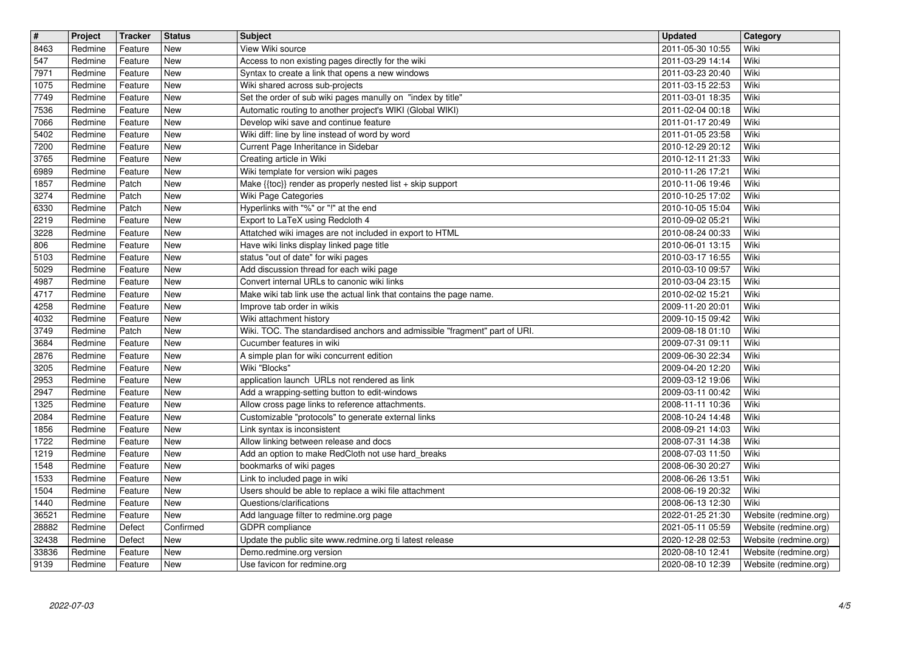| # | Project | Tracker | Status | Subject | Updated | Category |
| --- | --- | --- | --- | --- | --- | --- |
| 8463 | Redmine | Feature | New | View Wiki source | 2011-05-30 10:55 | Wiki |
| 547 | Redmine | Feature | New | Access to non existing pages directly for the wiki | 2011-03-29 14:14 | Wiki |
| 7971 | Redmine | Feature | New | Syntax to create a link that opens a new windows | 2011-03-23 20:40 | Wiki |
| 1075 | Redmine | Feature | New | Wiki shared across sub-projects | 2011-03-15 22:53 | Wiki |
| 7749 | Redmine | Feature | New | Set the order of sub wiki pages manully on "index by title" | 2011-03-01 18:35 | Wiki |
| 7536 | Redmine | Feature | New | Automatic routing to another project's WIKI (Global WIKI) | 2011-02-04 00:18 | Wiki |
| 7066 | Redmine | Feature | New | Develop wiki save and continue feature | 2011-01-17 20:49 | Wiki |
| 5402 | Redmine | Feature | New | Wiki diff: line by line instead of word by word | 2011-01-05 23:58 | Wiki |
| 7200 | Redmine | Feature | New | Current Page Inheritance in Sidebar | 2010-12-29 20:12 | Wiki |
| 3765 | Redmine | Feature | New | Creating article in Wiki | 2010-12-11 21:33 | Wiki |
| 6989 | Redmine | Feature | New | Wiki template for version wiki pages | 2010-11-26 17:21 | Wiki |
| 1857 | Redmine | Patch | New | Make {{toc}} render as properly nested list + skip support | 2010-11-06 19:46 | Wiki |
| 3274 | Redmine | Patch | New | Wiki Page Categories | 2010-10-25 17:02 | Wiki |
| 6330 | Redmine | Patch | New | Hyperlinks with "%" or "!" at the end | 2010-10-05 15:04 | Wiki |
| 2219 | Redmine | Feature | New | Export to LaTeX using Redcloth 4 | 2010-09-02 05:21 | Wiki |
| 3228 | Redmine | Feature | New | Attatched wiki images are not included in export to HTML | 2010-08-24 00:33 | Wiki |
| 806 | Redmine | Feature | New | Have wiki links display linked page title | 2010-06-01 13:15 | Wiki |
| 5103 | Redmine | Feature | New | status "out of date" for wiki pages | 2010-03-17 16:55 | Wiki |
| 5029 | Redmine | Feature | New | Add discussion thread for each wiki page | 2010-03-10 09:57 | Wiki |
| 4987 | Redmine | Feature | New | Convert internal URLs to canonic wiki links | 2010-03-04 23:15 | Wiki |
| 4717 | Redmine | Feature | New | Make wiki tab link use the actual link that contains the page name. | 2010-02-02 15:21 | Wiki |
| 4258 | Redmine | Feature | New | Improve tab order in wikis | 2009-11-20 20:01 | Wiki |
| 4032 | Redmine | Feature | New | Wiki attachment history | 2009-10-15 09:42 | Wiki |
| 3749 | Redmine | Patch | New | Wiki. TOC. The standardised anchors and admissible "fragment" part of URI. | 2009-08-18 01:10 | Wiki |
| 3684 | Redmine | Feature | New | Cucumber features in wiki | 2009-07-31 09:11 | Wiki |
| 2876 | Redmine | Feature | New | A simple plan for wiki concurrent edition | 2009-06-30 22:34 | Wiki |
| 3205 | Redmine | Feature | New | Wiki "Blocks" | 2009-04-20 12:20 | Wiki |
| 2953 | Redmine | Feature | New | application launch URLs not rendered as link | 2009-03-12 19:06 | Wiki |
| 2947 | Redmine | Feature | New | Add a wrapping-setting button to edit-windows | 2009-03-11 00:42 | Wiki |
| 1325 | Redmine | Feature | New | Allow cross page links to reference attachments. | 2008-11-11 10:36 | Wiki |
| 2084 | Redmine | Feature | New | Customizable "protocols" to generate external links | 2008-10-24 14:48 | Wiki |
| 1856 | Redmine | Feature | New | Link syntax is inconsistent | 2008-09-21 14:03 | Wiki |
| 1722 | Redmine | Feature | New | Allow linking between release and docs | 2008-07-31 14:38 | Wiki |
| 1219 | Redmine | Feature | New | Add an option to make RedCloth not use hard_breaks | 2008-07-03 11:50 | Wiki |
| 1548 | Redmine | Feature | New | bookmarks of wiki pages | 2008-06-30 20:27 | Wiki |
| 1533 | Redmine | Feature | New | Link to included page in wiki | 2008-06-26 13:51 | Wiki |
| 1504 | Redmine | Feature | New | Users should be able to replace a wiki file attachment | 2008-06-19 20:32 | Wiki |
| 1440 | Redmine | Feature | New | Questions/clarifications | 2008-06-13 12:30 | Wiki |
| 36521 | Redmine | Feature | New | Add language filter to redmine.org page | 2022-01-25 21:30 | Website (redmine.org) |
| 28882 | Redmine | Defect | Confirmed | GDPR compliance | 2021-05-11 05:59 | Website (redmine.org) |
| 32438 | Redmine | Defect | New | Update the public site www.redmine.org ti latest release | 2020-12-28 02:53 | Website (redmine.org) |
| 33836 | Redmine | Feature | New | Demo.redmine.org version | 2020-08-10 12:41 | Website (redmine.org) |
| 9139 | Redmine | Feature | New | Use favicon for redmine.org | 2020-08-10 12:39 | Website (redmine.org) |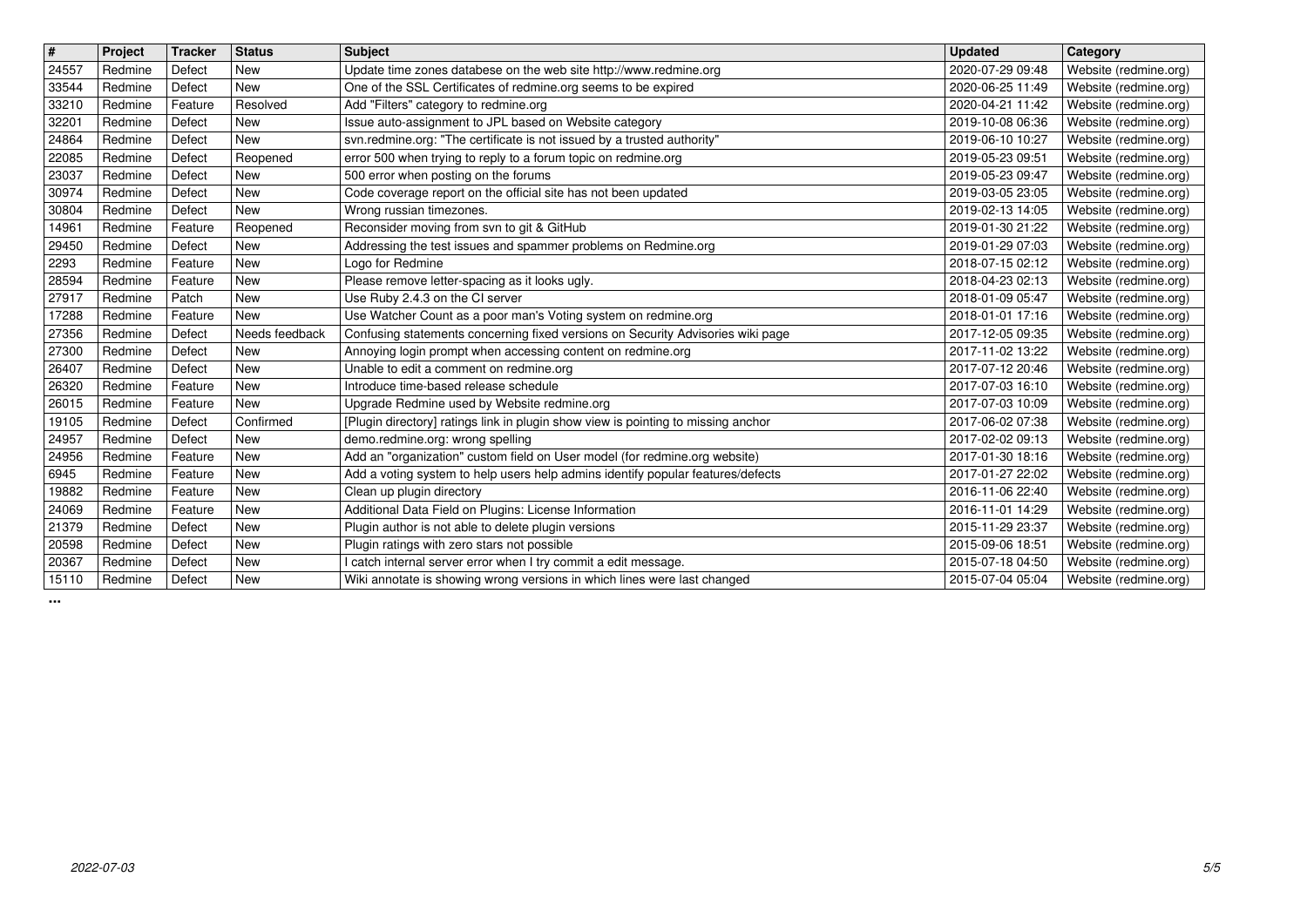| # | Project | Tracker | Status | Subject | Updated | Category |
|---|---|---|---|---|---|---|
| 24557 | Redmine | Defect | New | Update time zones databese on the web site http://www.redmine.org | 2020-07-29 09:48 | Website (redmine.org) |
| 33544 | Redmine | Defect | New | One of the SSL Certificates of redmine.org seems to be expired | 2020-06-25 11:49 | Website (redmine.org) |
| 33210 | Redmine | Feature | Resolved | Add "Filters" category to redmine.org | 2020-04-21 11:42 | Website (redmine.org) |
| 32201 | Redmine | Defect | New | Issue auto-assignment to JPL based on Website category | 2019-10-08 06:36 | Website (redmine.org) |
| 24864 | Redmine | Defect | New | svn.redmine.org: "The certificate is not issued by a trusted authority" | 2019-06-10 10:27 | Website (redmine.org) |
| 22085 | Redmine | Defect | Reopened | error 500 when trying to reply to a forum topic on redmine.org | 2019-05-23 09:51 | Website (redmine.org) |
| 23037 | Redmine | Defect | New | 500 error when posting on the forums | 2019-05-23 09:47 | Website (redmine.org) |
| 30974 | Redmine | Defect | New | Code coverage report on the official site has not been updated | 2019-03-05 23:05 | Website (redmine.org) |
| 30804 | Redmine | Defect | New | Wrong russian timezones. | 2019-02-13 14:05 | Website (redmine.org) |
| 14961 | Redmine | Feature | Reopened | Reconsider moving from svn to git & GitHub | 2019-01-30 21:22 | Website (redmine.org) |
| 29450 | Redmine | Defect | New | Addressing the test issues and spammer problems on Redmine.org | 2019-01-29 07:03 | Website (redmine.org) |
| 2293 | Redmine | Feature | New | Logo for Redmine | 2018-07-15 02:12 | Website (redmine.org) |
| 28594 | Redmine | Feature | New | Please remove letter-spacing as it looks ugly. | 2018-04-23 02:13 | Website (redmine.org) |
| 27917 | Redmine | Patch | New | Use Ruby 2.4.3 on the CI server | 2018-01-09 05:47 | Website (redmine.org) |
| 17288 | Redmine | Feature | New | Use Watcher Count as a poor man's Voting system on redmine.org | 2018-01-01 17:16 | Website (redmine.org) |
| 27356 | Redmine | Defect | Needs feedback | Confusing statements concerning fixed versions on Security Advisories wiki page | 2017-12-05 09:35 | Website (redmine.org) |
| 27300 | Redmine | Defect | New | Annoying login prompt when accessing content on redmine.org | 2017-11-02 13:22 | Website (redmine.org) |
| 26407 | Redmine | Defect | New | Unable to edit a comment on redmine.org | 2017-07-12 20:46 | Website (redmine.org) |
| 26320 | Redmine | Feature | New | Introduce time-based release schedule | 2017-07-03 16:10 | Website (redmine.org) |
| 26015 | Redmine | Feature | New | Upgrade Redmine used by Website redmine.org | 2017-07-03 10:09 | Website (redmine.org) |
| 19105 | Redmine | Defect | Confirmed | [Plugin directory] ratings link in plugin show view is pointing to missing anchor | 2017-06-02 07:38 | Website (redmine.org) |
| 24957 | Redmine | Defect | New | demo.redmine.org: wrong spelling | 2017-02-02 09:13 | Website (redmine.org) |
| 24956 | Redmine | Feature | New | Add an "organization" custom field on User model (for redmine.org website) | 2017-01-30 18:16 | Website (redmine.org) |
| 6945 | Redmine | Feature | New | Add a voting system to help users help admins identify popular features/defects | 2017-01-27 22:02 | Website (redmine.org) |
| 19882 | Redmine | Feature | New | Clean up plugin directory | 2016-11-06 22:40 | Website (redmine.org) |
| 24069 | Redmine | Feature | New | Additional Data Field on Plugins: License Information | 2016-11-01 14:29 | Website (redmine.org) |
| 21379 | Redmine | Defect | New | Plugin author is not able to delete plugin versions | 2015-11-29 23:37 | Website (redmine.org) |
| 20598 | Redmine | Defect | New | Plugin ratings with zero stars not possible | 2015-09-06 18:51 | Website (redmine.org) |
| 20367 | Redmine | Defect | New | I catch internal server error when I try commit a edit message. | 2015-07-18 04:50 | Website (redmine.org) |
| 15110 | Redmine | Defect | New | Wiki annotate is showing wrong versions in which lines were last changed | 2015-07-04 05:04 | Website (redmine.org) |

...